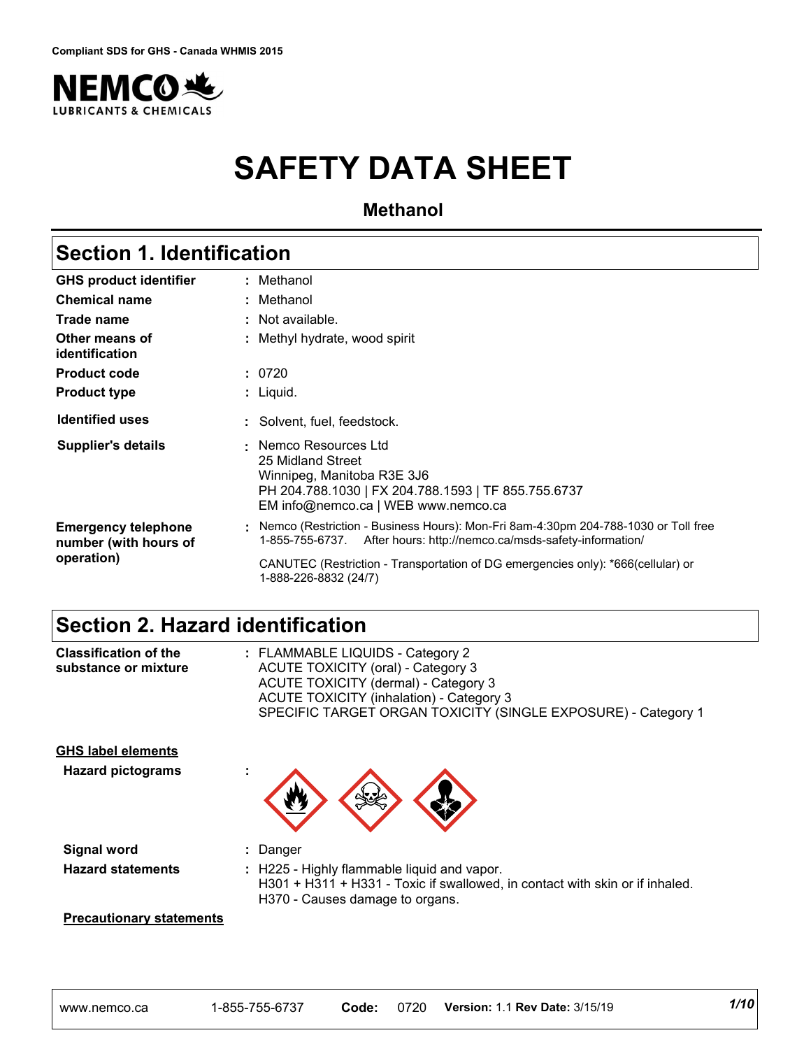Compliant SDS for GHS - Canada WHMIS 2015

# SAFETY DATA SHEET

**Methanol**

## Section 1. Identification

| | | |
|---|---|---|
| **GHS product identifier** | : | Methanol |
| **Chemical name** | : | Methanol |
| **Trade name** | : | Not available. |
| **Other means of identification** | : | Methyl hydrate, wood spirit |
| **Product code** | : | 0720 |
| **Product type** | : | Liquid. |
| **Identified uses** | : | Solvent, fuel, feedstock. |
| **Supplier's details** | : | Nemco Resources Ltd<br>25 Midland Street<br>Winnipeg, Manitoba R3E 3J6<br>PH 204.788.1030 \| FX 204.788.1593 \| TF 855.755.6737<br>EM info@nemco.ca \| WEB www.nemco.ca |
| **Emergency telephone number (with hours of operation)** | : | Nemco (Restriction - Business Hours): Mon-Fri 8am-4:30pm 204-788-1030 or Toll free 1-855-755-6737. After hours: http://nemco.ca/msds-safety-information/<br><br>CANUTEC (Restriction - Transportation of DG emergencies only): *666(cellular) or 1-888-226-8832 (24/7) |

## Section 2. Hazard identification

| | | |
|---|---|---|
| **Classification of the substance or mixture** | : | FLAMMABLE LIQUIDS - Category 2<br>ACUTE TOXICITY (oral) - Category 3<br>ACUTE TOXICITY (dermal) - Category 3<br>ACUTE TOXICITY (inhalation) - Category 3<br>SPECIFIC TARGET ORGAN TOXICITY (SINGLE EXPOSURE) - Category 1 |

**GHS label elements**

| | | |
|---|---|---|
| **Hazard pictograms** | : | |
| **Signal word** | : | Danger |
| **Hazard statements** | : | H225 - Highly flammable liquid and vapor.<br>H301 + H311 + H331 - Toxic if swallowed, in contact with skin or if inhaled.<br>H370 - Causes damage to organs. |

**Precautionary statements**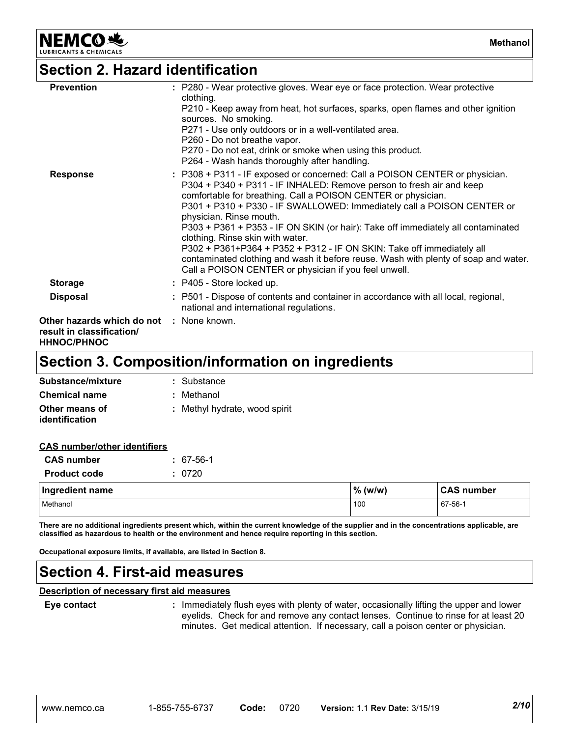## Section 2. Hazard identification

**Prevention** : P280 - Wear protective gloves. Wear eye or face protection. Wear protective clothing.
P210 - Keep away from heat, hot surfaces, sparks, open flames and other ignition sources. No smoking.
P271 - Use only outdoors or in a well-ventilated area.
P260 - Do not breathe vapor.
P270 - Do not eat, drink or smoke when using this product.
P264 - Wash hands thoroughly after handling.

**Response** : P308 + P311 - IF exposed or concerned: Call a POISON CENTER or physician.
P304 + P340 + P311 - IF INHALED: Remove person to fresh air and keep comfortable for breathing. Call a POISON CENTER or physician.
P301 + P310 + P330 - IF SWALLOWED: Immediately call a POISON CENTER or physician. Rinse mouth.
P303 + P361 + P353 - IF ON SKIN (or hair): Take off immediately all contaminated clothing. Rinse skin with water.
P302 + P361+P364 + P352 + P312 - IF ON SKIN: Take off immediately all contaminated clothing and wash it before reuse. Wash with plenty of soap and water. Call a POISON CENTER or physician if you feel unwell.

**Storage** : P405 - Store locked up.

**Disposal** : P501 - Dispose of contents and container in accordance with all local, regional, national and international regulations.

**Other hazards which do not result in classification/ HHNOC/PHNOC** : None known.

## Section 3. Composition/information on ingredients

**Substance/mixture** : Substance

**Chemical name** : Methanol

**Other means of identification** : Methyl hydrate, wood spirit

**CAS number/other identifiers**

**CAS number** : 67-56-1

**Product code** : 0720

| Ingredient name | % (w/w) | CAS number |
|---|---|---|
| Methanol | 100 | 67-56-1 |

**There are no additional ingredients present which, within the current knowledge of the supplier and in the concentrations applicable, are classified as hazardous to health or the environment and hence require reporting in this section.**

**Occupational exposure limits, if available, are listed in Section 8.**

## Section 4. First-aid measures

**Description of necessary first aid measures**

**Eye contact** : Immediately flush eyes with plenty of water, occasionally lifting the upper and lower eyelids. Check for and remove any contact lenses. Continue to rinse for at least 20 minutes. Get medical attention. If necessary, call a poison center or physician.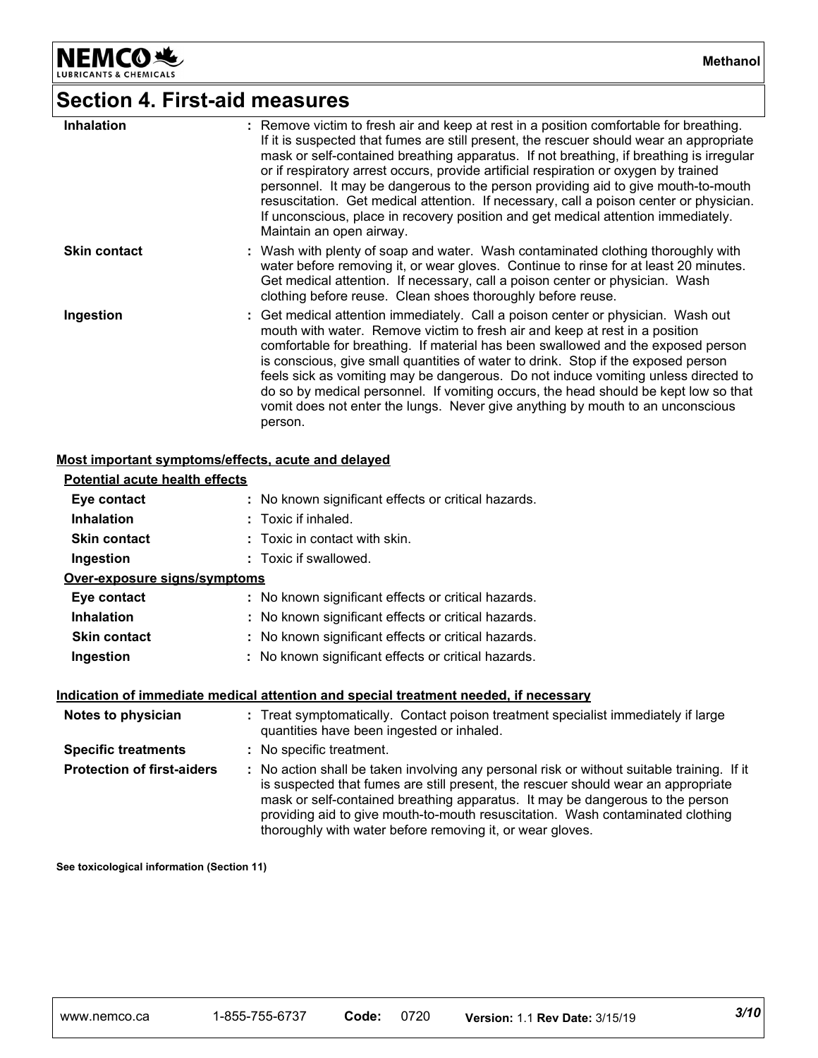## Section 4. First-aid measures

| | |
|---|---|
| **Inhalation** | : Remove victim to fresh air and keep at rest in a position comfortable for breathing. If it is suspected that fumes are still present, the rescuer should wear an appropriate mask or self-contained breathing apparatus. If not breathing, if breathing is irregular or if respiratory arrest occurs, provide artificial respiration or oxygen by trained personnel. It may be dangerous to the person providing aid to give mouth-to-mouth resuscitation. Get medical attention. If necessary, call a poison center or physician. If unconscious, place in recovery position and get medical attention immediately. Maintain an open airway. |
| **Skin contact** | : Wash with plenty of soap and water. Wash contaminated clothing thoroughly with water before removing it, or wear gloves. Continue to rinse for at least 20 minutes. Get medical attention. If necessary, call a poison center or physician. Wash clothing before reuse. Clean shoes thoroughly before reuse. |
| **Ingestion** | : Get medical attention immediately. Call a poison center or physician. Wash out mouth with water. Remove victim to fresh air and keep at rest in a position comfortable for breathing. If material has been swallowed and the exposed person is conscious, give small quantities of water to drink. Stop if the exposed person feels sick as vomiting may be dangerous. Do not induce vomiting unless directed to do so by medical personnel. If vomiting occurs, the head should be kept low so that vomit does not enter the lungs. Never give anything by mouth to an unconscious person. |

**Most important symptoms/effects, acute and delayed**

**Potential acute health effects**

| | |
|---|---|
| **Eye contact** | : No known significant effects or critical hazards. |
| **Inhalation** | : Toxic if inhaled. |
| **Skin contact** | : Toxic in contact with skin. |
| **Ingestion** | : Toxic if swallowed. |

**Over-exposure signs/symptoms**

| | |
|---|---|
| **Eye contact** | : No known significant effects or critical hazards. |
| **Inhalation** | : No known significant effects or critical hazards. |
| **Skin contact** | : No known significant effects or critical hazards. |
| **Ingestion** | : No known significant effects or critical hazards. |

**Indication of immediate medical attention and special treatment needed, if necessary**

| | |
|---|---|
| **Notes to physician** | : Treat symptomatically. Contact poison treatment specialist immediately if large quantities have been ingested or inhaled. |
| **Specific treatments** | : No specific treatment. |
| **Protection of first-aiders** | : No action shall be taken involving any personal risk or without suitable training. If it is suspected that fumes are still present, the rescuer should wear an appropriate mask or self-contained breathing apparatus. It may be dangerous to the person providing aid to give mouth-to-mouth resuscitation. Wash contaminated clothing thoroughly with water before removing it, or wear gloves. |

**See toxicological information (Section 11)**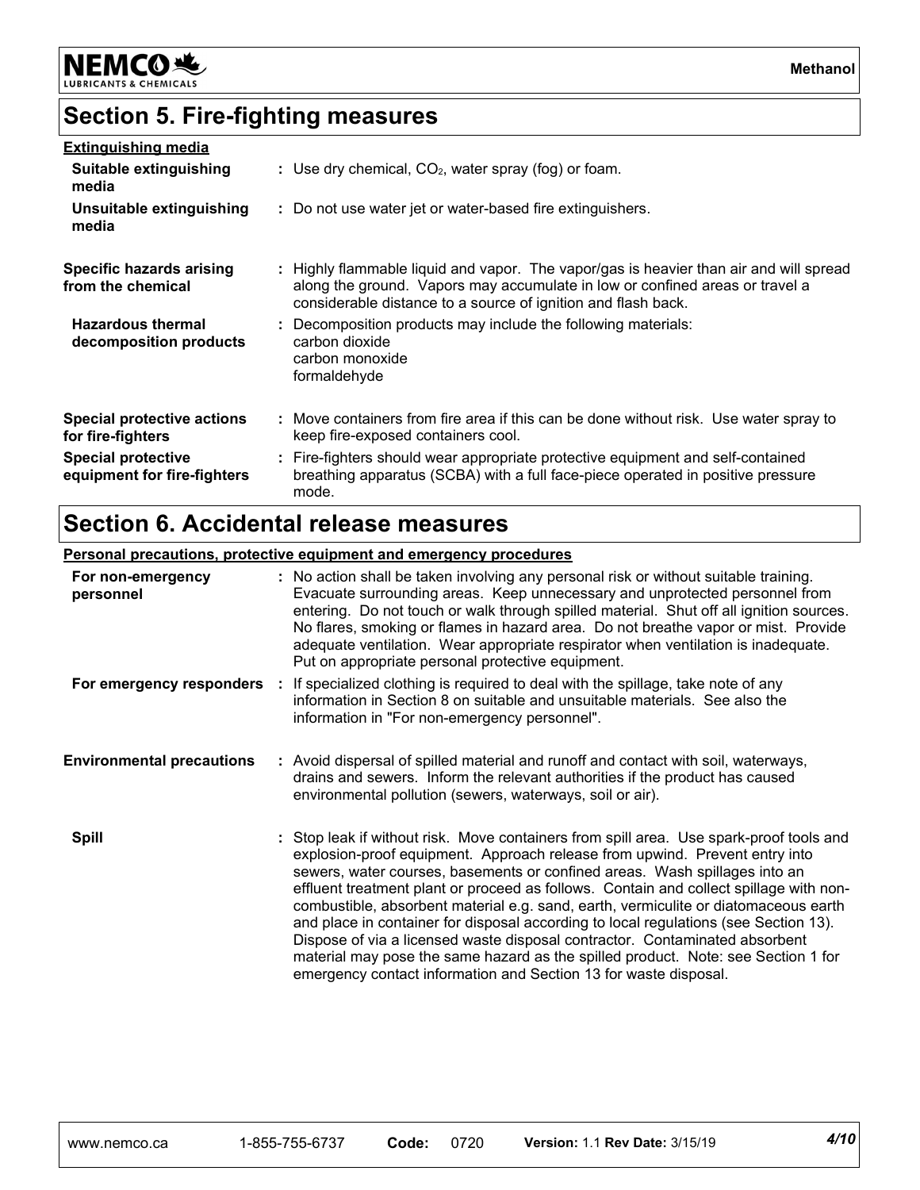## Section 5. Fire-fighting measures

**Extinguishing media**

**Suitable extinguishing media** : Use dry chemical, $CO_2$, water spray (fog) or foam.

**Unsuitable extinguishing media** : Do not use water jet or water-based fire extinguishers.

**Specific hazards arising from the chemical** : Highly flammable liquid and vapor. The vapor/gas is heavier than air and will spread along the ground. Vapors may accumulate in low or confined areas or travel a considerable distance to a source of ignition and flash back.

**Hazardous thermal decomposition products** : Decomposition products may include the following materials:
carbon dioxide
carbon monoxide
formaldehyde

**Special protective actions for fire-fighters** : Move containers from fire area if this can be done without risk. Use water spray to keep fire-exposed containers cool.

**Special protective equipment for fire-fighters** : Fire-fighters should wear appropriate protective equipment and self-contained breathing apparatus (SCBA) with a full face-piece operated in positive pressure mode.

## Section 6. Accidental release measures

**Personal precautions, protective equipment and emergency procedures**

**For non-emergency personnel** : No action shall be taken involving any personal risk or without suitable training. Evacuate surrounding areas. Keep unnecessary and unprotected personnel from entering. Do not touch or walk through spilled material. Shut off all ignition sources. No flares, smoking or flames in hazard area. Do not breathe vapor or mist. Provide adequate ventilation. Wear appropriate respirator when ventilation is inadequate. Put on appropriate personal protective equipment.

**For emergency responders** : If specialized clothing is required to deal with the spillage, take note of any information in Section 8 on suitable and unsuitable materials. See also the information in "For non-emergency personnel".

**Environmental precautions** : Avoid dispersal of spilled material and runoff and contact with soil, waterways, drains and sewers. Inform the relevant authorities if the product has caused environmental pollution (sewers, waterways, soil or air).

**Spill** : Stop leak if without risk. Move containers from spill area. Use spark-proof tools and explosion-proof equipment. Approach release from upwind. Prevent entry into sewers, water courses, basements or confined areas. Wash spillages into an effluent treatment plant or proceed as follows. Contain and collect spillage with non-combustible, absorbent material e.g. sand, earth, vermiculite or diatomaceous earth and place in container for disposal according to local regulations (see Section 13). Dispose of via a licensed waste disposal contractor. Contaminated absorbent material may pose the same hazard as the spilled product. Note: see Section 1 for emergency contact information and Section 13 for waste disposal.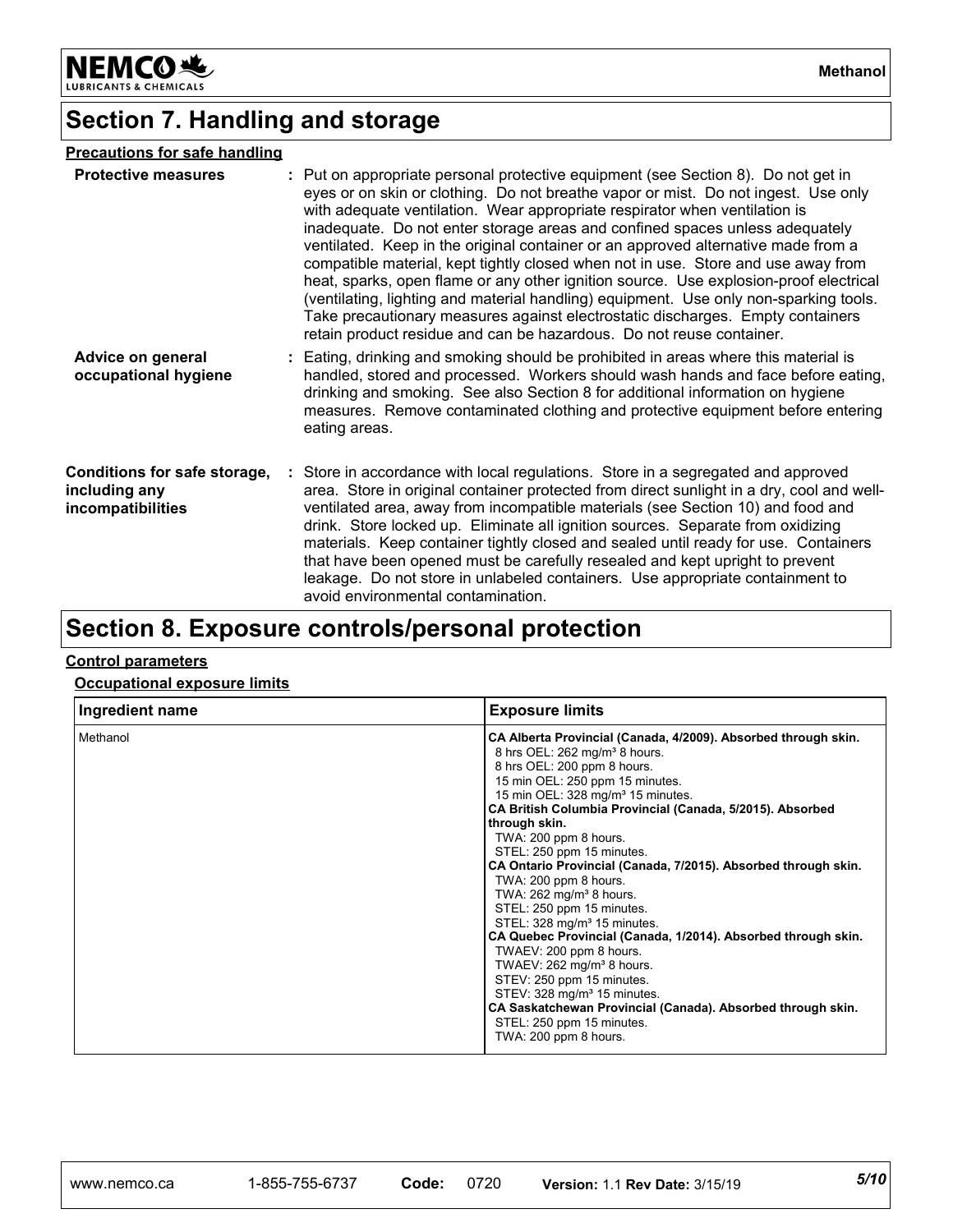## Section 7. Handling and storage

**Precautions for safe handling**

**Protective measures** : Put on appropriate personal protective equipment (see Section 8). Do not get in eyes or on skin or clothing. Do not breathe vapor or mist. Do not ingest. Use only with adequate ventilation. Wear appropriate respirator when ventilation is inadequate. Do not enter storage areas and confined spaces unless adequately ventilated. Keep in the original container or an approved alternative made from a compatible material, kept tightly closed when not in use. Store and use away from heat, sparks, open flame or any other ignition source. Use explosion-proof electrical (ventilating, lighting and material handling) equipment. Use only non-sparking tools. Take precautionary measures against electrostatic discharges. Empty containers retain product residue and can be hazardous. Do not reuse container.

**Advice on general occupational hygiene** : Eating, drinking and smoking should be prohibited in areas where this material is handled, stored and processed. Workers should wash hands and face before eating, drinking and smoking. See also Section 8 for additional information on hygiene measures. Remove contaminated clothing and protective equipment before entering eating areas.

**Conditions for safe storage, including any incompatibilities** : Store in accordance with local regulations. Store in a segregated and approved area. Store in original container protected from direct sunlight in a dry, cool and well-ventilated area, away from incompatible materials (see Section 10) and food and drink. Store locked up. Eliminate all ignition sources. Separate from oxidizing materials. Keep container tightly closed and sealed until ready for use. Containers that have been opened must be carefully resealed and kept upright to prevent leakage. Do not store in unlabeled containers. Use appropriate containment to avoid environmental contamination.

## Section 8. Exposure controls/personal protection

**Control parameters**

**Occupational exposure limits**

| Ingredient name | Exposure limits |
|---|---|
| Methanol | **CA Alberta Provincial (Canada, 4/2009). Absorbed through skin.**<br>8 hrs OEL: 262 mg/m³ 8 hours.<br>8 hrs OEL: 200 ppm 8 hours.<br>15 min OEL: 250 ppm 15 minutes.<br>15 min OEL: 328 mg/m³ 15 minutes.<br>**CA British Columbia Provincial (Canada, 5/2015). Absorbed through skin.**<br>TWA: 200 ppm 8 hours.<br>STEL: 250 ppm 15 minutes.<br>**CA Ontario Provincial (Canada, 7/2015). Absorbed through skin.**<br>TWA: 200 ppm 8 hours.<br>TWA: 262 mg/m³ 8 hours.<br>STEL: 250 ppm 15 minutes.<br>STEL: 328 mg/m³ 15 minutes.<br>**CA Quebec Provincial (Canada, 1/2014). Absorbed through skin.**<br>TWAEV: 200 ppm 8 hours.<br>TWAEV: 262 mg/m³ 8 hours.<br>STEV: 250 ppm 15 minutes.<br>STEV: 328 mg/m³ 15 minutes.<br>**CA Saskatchewan Provincial (Canada). Absorbed through skin.**<br>STEL: 250 ppm 15 minutes.<br>TWA: 200 ppm 8 hours. |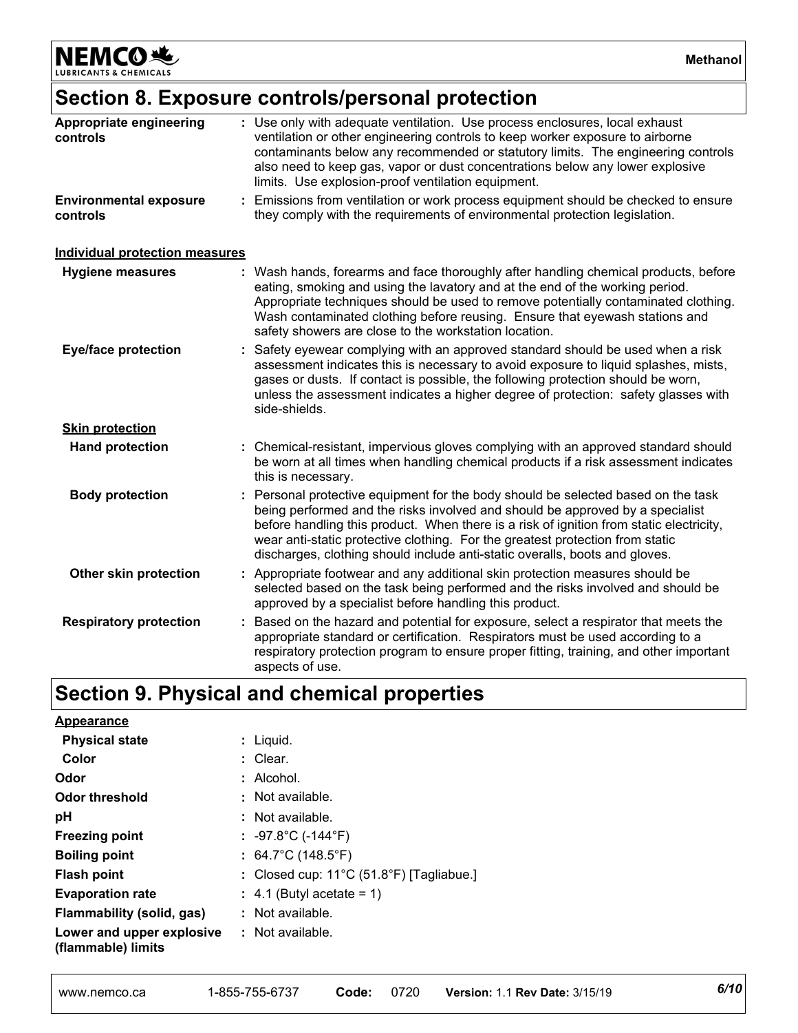## Section 8. Exposure controls/personal protection

**Appropriate engineering controls** : Use only with adequate ventilation. Use process enclosures, local exhaust ventilation or other engineering controls to keep worker exposure to airborne contaminants below any recommended or statutory limits. The engineering controls also need to keep gas, vapor or dust concentrations below any lower explosive limits. Use explosion-proof ventilation equipment.

**Environmental exposure controls** : Emissions from ventilation or work process equipment should be checked to ensure they comply with the requirements of environmental protection legislation.

### Individual protection measures

**Hygiene measures** : Wash hands, forearms and face thoroughly after handling chemical products, before eating, smoking and using the lavatory and at the end of the working period. Appropriate techniques should be used to remove potentially contaminated clothing. Wash contaminated clothing before reusing. Ensure that eyewash stations and safety showers are close to the workstation location.

**Eye/face protection** : Safety eyewear complying with an approved standard should be used when a risk assessment indicates this is necessary to avoid exposure to liquid splashes, mists, gases or dusts. If contact is possible, the following protection should be worn, unless the assessment indicates a higher degree of protection: safety glasses with side-shields.

#### Skin protection

**Hand protection** : Chemical-resistant, impervious gloves complying with an approved standard should be worn at all times when handling chemical products if a risk assessment indicates this is necessary.

**Body protection** : Personal protective equipment for the body should be selected based on the task being performed and the risks involved and should be approved by a specialist before handling this product. When there is a risk of ignition from static electricity, wear anti-static protective clothing. For the greatest protection from static discharges, clothing should include anti-static overalls, boots and gloves.

**Other skin protection** : Appropriate footwear and any additional skin protection measures should be selected based on the task being performed and the risks involved and should be approved by a specialist before handling this product.

**Respiratory protection** : Based on the hazard and potential for exposure, select a respirator that meets the appropriate standard or certification. Respirators must be used according to a respiratory protection program to ensure proper fitting, training, and other important aspects of use.

## Section 9. Physical and chemical properties

### Appearance

**Physical state** : Liquid.

**Color** : Clear.

**Odor** : Alcohol.

**Odor threshold** : Not available.

**pH** : Not available.

**Freezing point** : -97.8°C (-144°F)

**Boiling point** : 64.7°C (148.5°F)

**Flash point** : Closed cup: 11°C (51.8°F) [Tagliabue.]

**Evaporation rate** : 4.1 (Butyl acetate = 1)

**Flammability (solid, gas)** : Not available.

**Lower and upper explosive (flammable) limits** : Not available.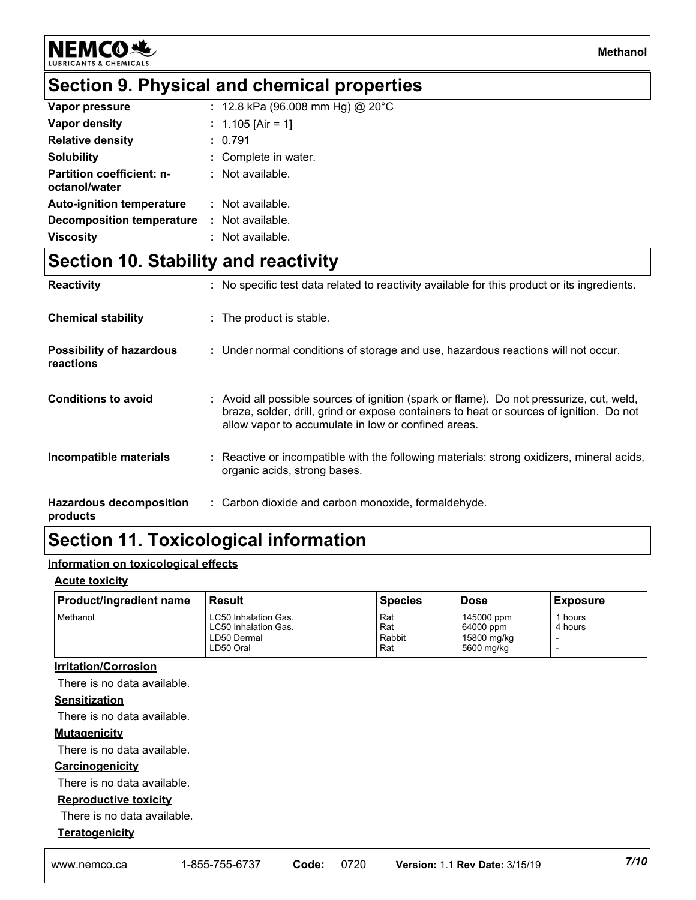## Section 9. Physical and chemical properties

| | |
|---|---|
| **Vapor pressure** | : 12.8 kPa (96.008 mm Hg) @ 20°C |
| **Vapor density** | : 1.105 [Air = 1] |
| **Relative density** | : 0.791 |
| **Solubility** | : Complete in water. |
| **Partition coefficient: n-octanol/water** | : Not available. |
| **Auto-ignition temperature** | : Not available. |
| **Decomposition temperature** | : Not available. |
| **Viscosity** | : Not available. |

## Section 10. Stability and reactivity

**Reactivity** : No specific test data related to reactivity available for this product or its ingredients.

**Chemical stability** : The product is stable.

**Possibility of hazardous reactions** : Under normal conditions of storage and use, hazardous reactions will not occur.

**Conditions to avoid** : Avoid all possible sources of ignition (spark or flame). Do not pressurize, cut, weld, braze, solder, drill, grind or expose containers to heat or sources of ignition. Do not allow vapor to accumulate in low or confined areas.

**Incompatible materials** : Reactive or incompatible with the following materials: strong oxidizers, mineral acids, organic acids, strong bases.

**Hazardous decomposition products** : Carbon dioxide and carbon monoxide, formaldehyde.

## Section 11. Toxicological information

**Information on toxicological effects**

**Acute toxicity**

| Product/ingredient name | Result | Species | Dose | Exposure |
|---|---|---|---|---|
| Methanol | LC50 Inhalation Gas. | Rat | 145000 ppm | 1 hours |
| | LC50 Inhalation Gas. | Rat | 64000 ppm | 4 hours |
| | LD50 Dermal | Rabbit | 15800 mg/kg | - |
| | LD50 Oral | Rat | 5600 mg/kg | - |

**Irritation/Corrosion**

There is no data available.

**Sensitization**

There is no data available.

**Mutagenicity**

There is no data available.

**Carcinogenicity**

There is no data available.

**Reproductive toxicity**

There is no data available.

**Teratogenicity**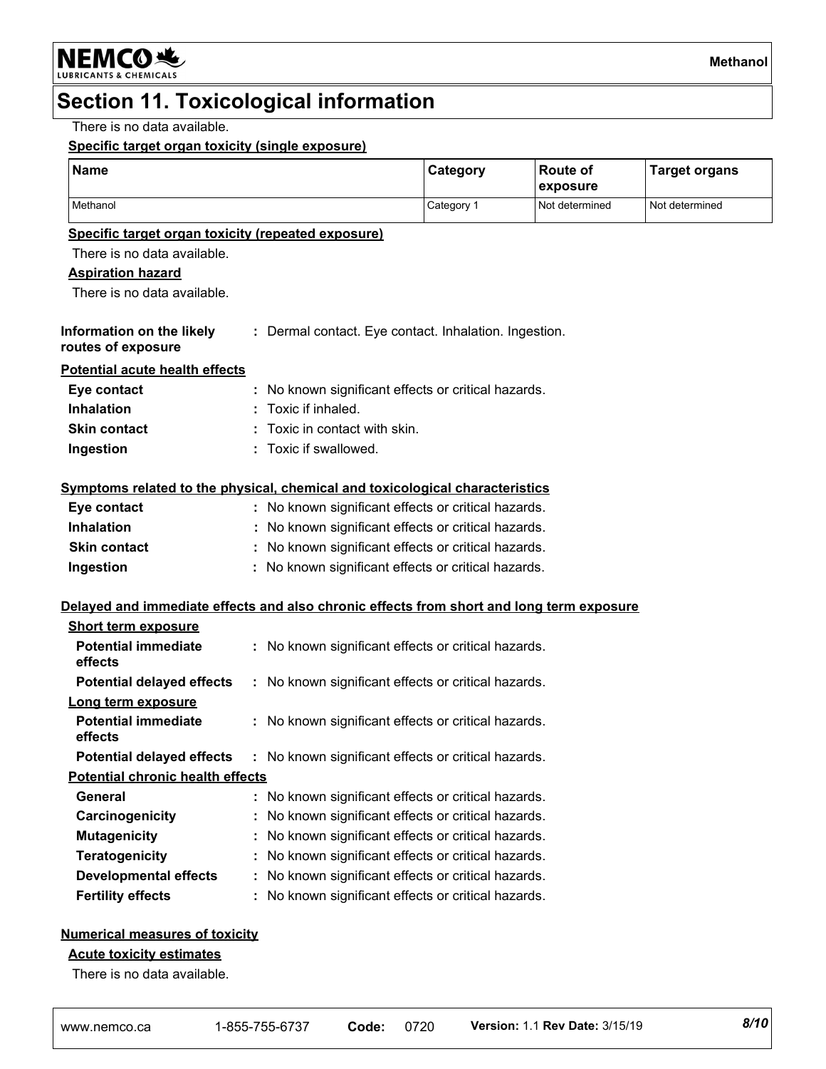## Section 11. Toxicological information

There is no data available.

**Specific target organ toxicity (single exposure)**

| Name | Category | Route of exposure | Target organs |
|---|---|---|---|
| Methanol | Category 1 | Not determined | Not determined |

**Specific target organ toxicity (repeated exposure)**

There is no data available.

**Aspiration hazard**

There is no data available.

**Information on the likely routes of exposure** : Dermal contact. Eye contact. Inhalation. Ingestion.

**Potential acute health effects**

**Eye contact** : No known significant effects or critical hazards.
**Inhalation** : Toxic if inhaled.
**Skin contact** : Toxic in contact with skin.
**Ingestion** : Toxic if swallowed.

**Symptoms related to the physical, chemical and toxicological characteristics**

**Eye contact** : No known significant effects or critical hazards.
**Inhalation** : No known significant effects or critical hazards.
**Skin contact** : No known significant effects or critical hazards.
**Ingestion** : No known significant effects or critical hazards.

**Delayed and immediate effects and also chronic effects from short and long term exposure**

**Short term exposure**

**Potential immediate effects** : No known significant effects or critical hazards.
**Potential delayed effects** : No known significant effects or critical hazards.

**Long term exposure**

**Potential immediate effects** : No known significant effects or critical hazards.
**Potential delayed effects** : No known significant effects or critical hazards.

**Potential chronic health effects**

**General** : No known significant effects or critical hazards.
**Carcinogenicity** : No known significant effects or critical hazards.
**Mutagenicity** : No known significant effects or critical hazards.
**Teratogenicity** : No known significant effects or critical hazards.
**Developmental effects** : No known significant effects or critical hazards.
**Fertility effects** : No known significant effects or critical hazards.

**Numerical measures of toxicity**

**Acute toxicity estimates**

There is no data available.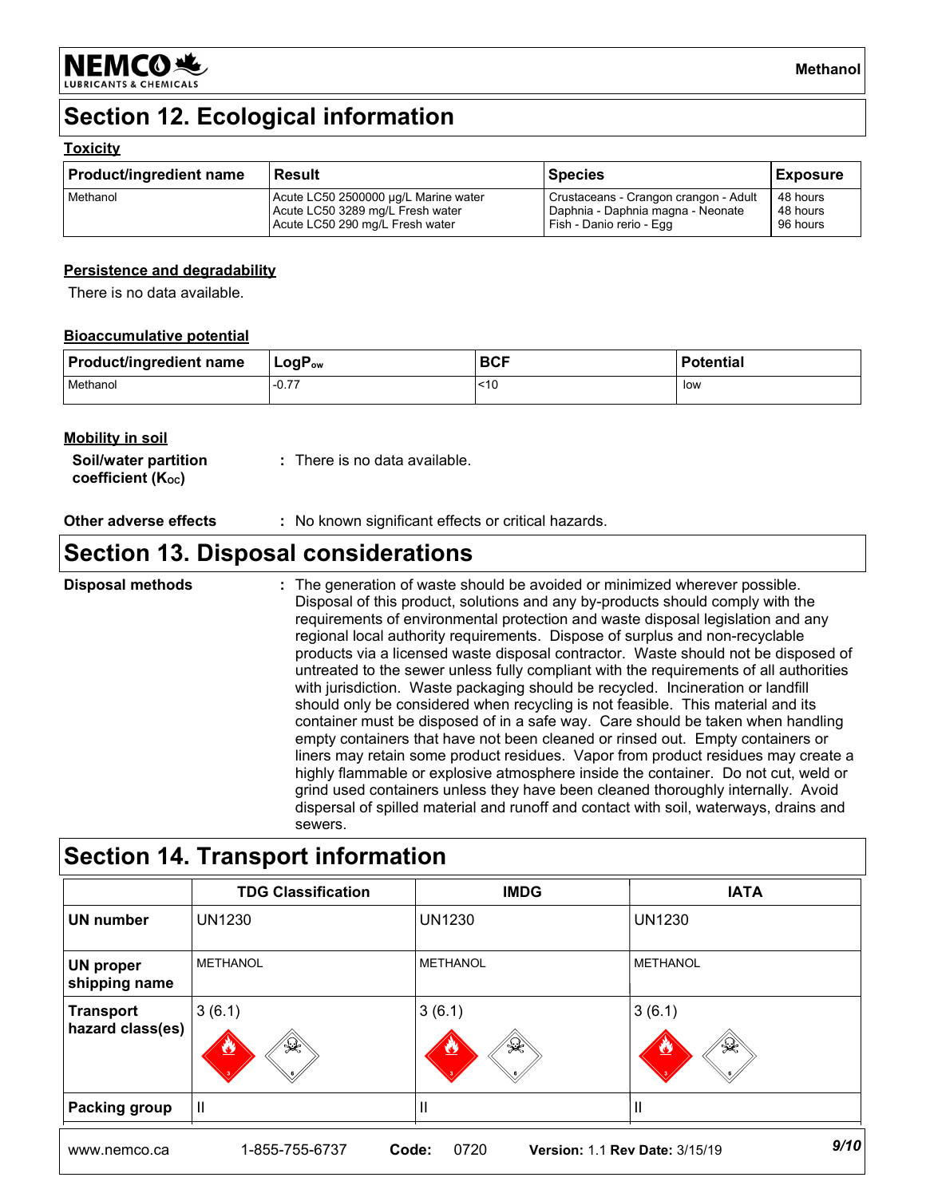## Section 12. Ecological information

### Toxicity

| Product/ingredient name | Result | Species | Exposure |
|---|---|---|---|
| Methanol | Acute LC50 2500000 µg/L Marine water<br>Acute LC50 3289 mg/L Fresh water<br>Acute LC50 290 mg/L Fresh water | Crustaceans - Crangon crangon - Adult<br>Daphnia - Daphnia magna - Neonate<br>Fish - Danio rerio - Egg | 48 hours<br>48 hours<br>96 hours |

### Persistence and degradability

There is no data available.

### Bioaccumulative potential

| Product/ingredient name | $LogP_{ow}$ | BCF | Potential |
|---|---|---|---|
| Methanol | -0.77 | <10 | low |

### Mobility in soil

**Soil/water partition coefficient ($K_{OC}$)** : There is no data available.

**Other adverse effects** : No known significant effects or critical hazards.

## Section 13. Disposal considerations

**Disposal methods** : The generation of waste should be avoided or minimized wherever possible. Disposal of this product, solutions and any by-products should comply with the requirements of environmental protection and waste disposal legislation and any regional local authority requirements. Dispose of surplus and non-recyclable products via a licensed waste disposal contractor. Waste should not be disposed of untreated to the sewer unless fully compliant with the requirements of all authorities with jurisdiction. Waste packaging should be recycled. Incineration or landfill should only be considered when recycling is not feasible. This material and its container must be disposed of in a safe way. Care should be taken when handling empty containers that have not been cleaned or rinsed out. Empty containers or liners may retain some product residues. Vapor from product residues may create a highly flammable or explosive atmosphere inside the container. Do not cut, weld or grind used containers unless they have been cleaned thoroughly internally. Avoid dispersal of spilled material and runoff and contact with soil, waterways, drains and sewers.

## Section 14. Transport information

| | TDG Classification | IMDG | IATA |
|---|---|---|---|
| **UN number** | UN1230 | UN1230 | UN1230 |
| **UN proper shipping name** | METHANOL | METHANOL | METHANOL |
| **Transport hazard class(es)** | 3 (6.1) | 3 (6.1) | 3 (6.1) |
| **Packing group** | II | II | II |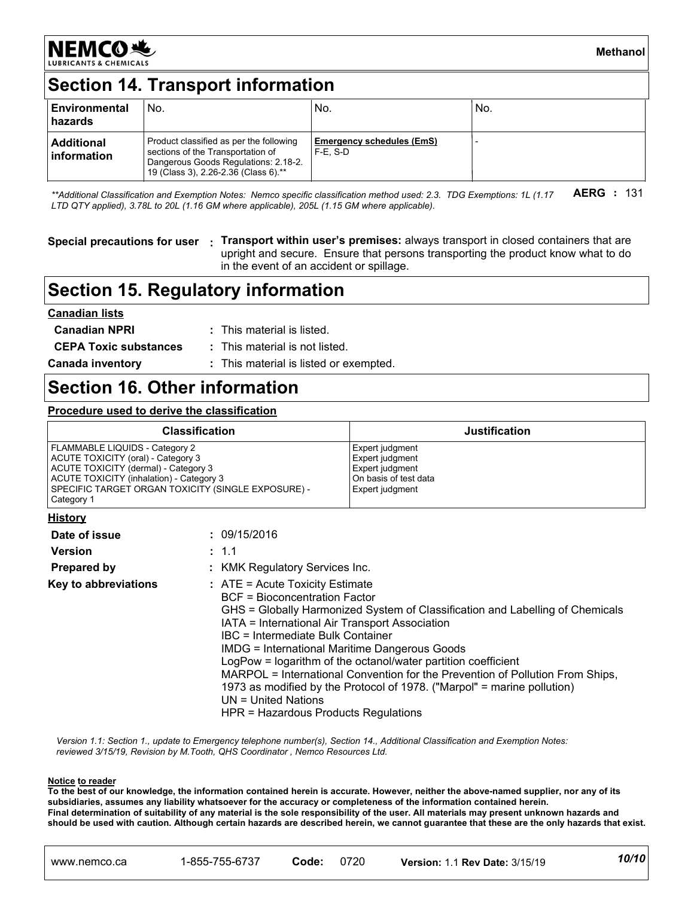## Section 14. Transport information

| | | | |
|---|---|---|---|
| **Environmental hazards** | No. | No. | No. |
| **Additional information** | Product classified as per the following sections of the Transportation of Dangerous Goods Regulations: 2.18-2.19 (Class 3), 2.26-2.36 (Class 6).** | **Emergency schedules (EmS)** F-E, S-D | - |

*Additional Classification and Exemption Notes: Nemco specific classification method used: 2.3. TDG Exemptions: 1L (1.17 LTD QTY applied), 3.78L to 20L (1.16 GM where applicable), 205L (1.15 GM where applicable).*

**AERG :** 131

**Special precautions for user :** **Transport within user's premises:** always transport in closed containers that are upright and secure. Ensure that persons transporting the product know what to do in the event of an accident or spillage.

## Section 15. Regulatory information

**Canadian lists**

**Canadian NPRI** : This material is listed.

**CEPA Toxic substances** : This material is not listed.

**Canada inventory** : This material is listed or exempted.

## Section 16. Other information

**Procedure used to derive the classification**

| Classification | Justification |
|---|---|
| FLAMMABLE LIQUIDS - Category 2<br>ACUTE TOXICITY (oral) - Category 3<br>ACUTE TOXICITY (dermal) - Category 3<br>ACUTE TOXICITY (inhalation) - Category 3<br>SPECIFIC TARGET ORGAN TOXICITY (SINGLE EXPOSURE) - Category 1 | Expert judgment<br>Expert judgment<br>Expert judgment<br>On basis of test data<br>Expert judgment |

**History**

**Date of issue** : 09/15/2016

**Version** : 1.1

**Prepared by** : KMK Regulatory Services Inc.

**Key to abbreviations** : ATE = Acute Toxicity Estimate
BCF = Bioconcentration Factor
GHS = Globally Harmonized System of Classification and Labelling of Chemicals
IATA = International Air Transport Association
IBC = Intermediate Bulk Container
IMDG = International Maritime Dangerous Goods
LogPow = logarithm of the octanol/water partition coefficient
MARPOL = International Convention for the Prevention of Pollution From Ships, 1973 as modified by the Protocol of 1978. ("Marpol" = marine pollution)
UN = United Nations
HPR = Hazardous Products Regulations

*Version 1.1: Section 1., update to Emergency telephone number(s), Section 14., Additional Classification and Exemption Notes: reviewed 3/15/19, Revision by M.Tooth, QHS Coordinator , Nemco Resources Ltd.*

**Notice to reader**

**To the best of our knowledge, the information contained herein is accurate. However, neither the above-named supplier, nor any of its subsidiaries, assumes any liability whatsoever for the accuracy or completeness of the information contained herein.**
**Final determination of suitability of any material is the sole responsibility of the user. All materials may present unknown hazards and should be used with caution. Although certain hazards are described herein, we cannot guarantee that these are the only hazards that exist.**